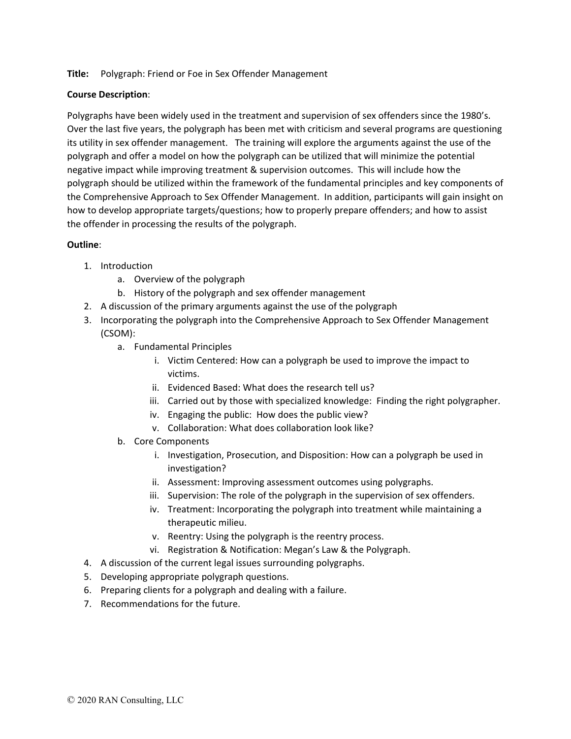**Title:** Polygraph: Friend or Foe in Sex Offender Management

**Course Description**:

Polygraphs have been widely used in the treatment and supervision of sex offenders since the 1980's. Over the last five years, the polygraph has been met with criticism and several programs are questioning its utility in sex offender management. The training will explore the arguments against the use of the polygraph and offer a model on how the polygraph can be utilized that will minimize the potential negative impact while improving treatment & supervision outcomes. This will include how the polygraph should be utilized within the framework of the fundamental principles and key components of the Comprehensive Approach to Sex Offender Management. In addition, participants will gain insight on how to develop appropriate targets/questions; how to properly prepare offenders; and how to assist the offender in processing the results of the polygraph.

**Outline**:

1. Introduction
    a. Overview of the polygraph
    b. History of the polygraph and sex offender management
2. A discussion of the primary arguments against the use of the polygraph
3. Incorporating the polygraph into the Comprehensive Approach to Sex Offender Management (CSOM):
    a. Fundamental Principles
        i. Victim Centered: How can a polygraph be used to improve the impact to victims.
        ii. Evidenced Based: What does the research tell us?
        iii. Carried out by those with specialized knowledge: Finding the right polygrapher.
        iv. Engaging the public: How does the public view?
        v. Collaboration: What does collaboration look like?
    b. Core Components
        i. Investigation, Prosecution, and Disposition: How can a polygraph be used in investigation?
        ii. Assessment: Improving assessment outcomes using polygraphs.
        iii. Supervision: The role of the polygraph in the supervision of sex offenders.
        iv. Treatment: Incorporating the polygraph into treatment while maintaining a therapeutic milieu.
        v. Reentry: Using the polygraph is the reentry process.
        vi. Registration & Notification: Megan's Law & the Polygraph.
4. A discussion of the current legal issues surrounding polygraphs.
5. Developing appropriate polygraph questions.
6. Preparing clients for a polygraph and dealing with a failure.
7. Recommendations for the future.

© 2020 RAN Consulting, LLC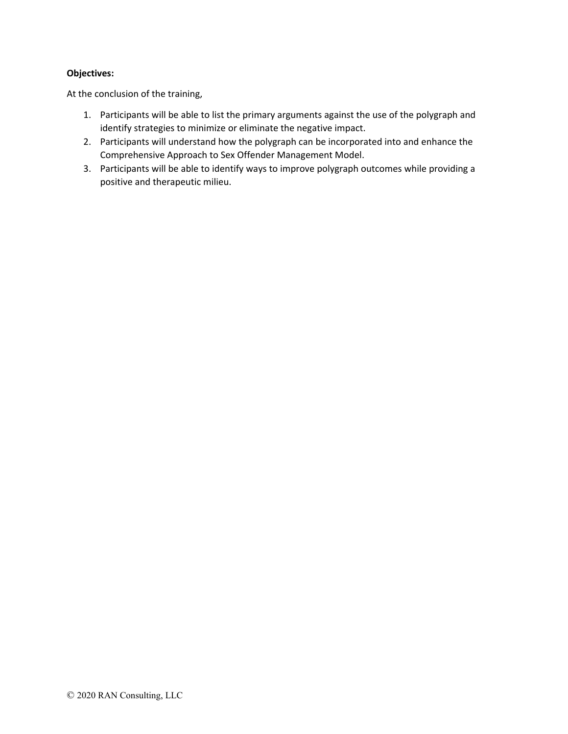**Objectives:**

At the conclusion of the training,

1. Participants will be able to list the primary arguments against the use of the polygraph and identify strategies to minimize or eliminate the negative impact.
2. Participants will understand how the polygraph can be incorporated into and enhance the Comprehensive Approach to Sex Offender Management Model.
3. Participants will be able to identify ways to improve polygraph outcomes while providing a positive and therapeutic milieu.

© 2020 RAN Consulting, LLC